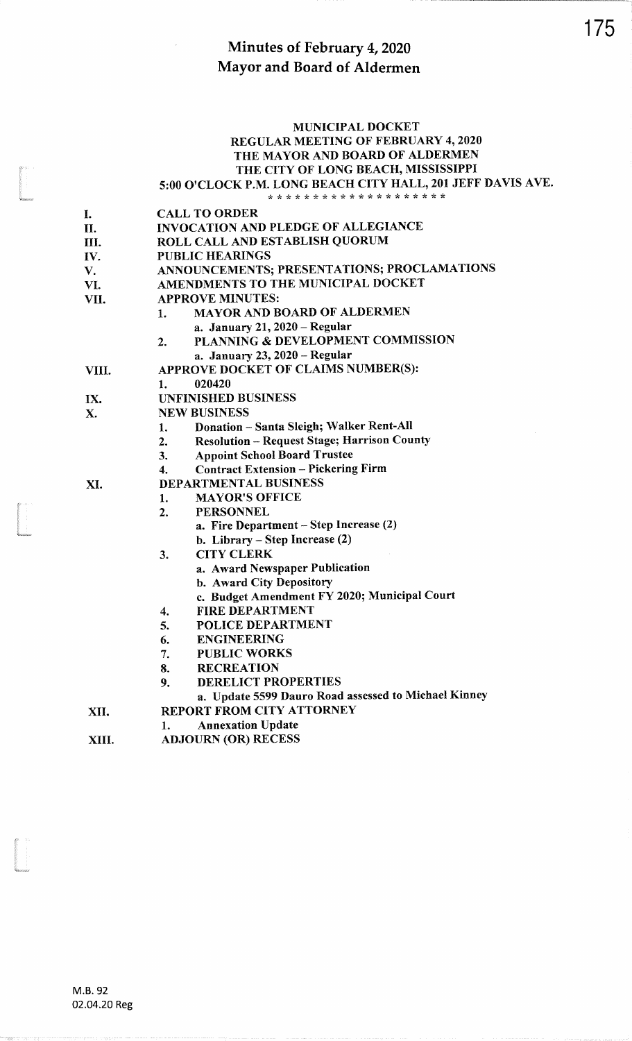# Minutes of February 4, 2020
# Mayor and Board of Aldermen

**MUNICIPAL DOCKET**
**REGULAR MEETING OF FEBRUARY 4, 2020**
**THE MAYOR AND BOARD OF ALDERMEN**
**THE CITY OF LONG BEACH, MISSISSIPPI**
**5:00 O'CLOCK P.M. LONG BEACH CITY HALL, 201 JEFF DAVIS AVE.**

\* \* \* \* \* \* \* \* \* \* \* \* \* \* \* \* \* \* \*

I. **CALL TO ORDER**

II. **INVOCATION AND PLEDGE OF ALLEGIANCE**

III. **ROLL CALL AND ESTABLISH QUORUM**

IV. **PUBLIC HEARINGS**

V. **ANNOUNCEMENTS; PRESENTATIONS; PROCLAMATIONS**

VI. **AMENDMENTS TO THE MUNICIPAL DOCKET**

VII. **APPROVE MINUTES:**
   1. **MAYOR AND BOARD OF ALDERMEN**
      a. **January 21, 2020 – Regular**
   2. **PLANNING & DEVELOPMENT COMMISSION**
      a. **January 23, 2020 – Regular**

VIII. **APPROVE DOCKET OF CLAIMS NUMBER(S):**
   1. **020420**

IX. **UNFINISHED BUSINESS**

X. **NEW BUSINESS**
   1. **Donation – Santa Sleigh; Walker Rent-All**
   2. **Resolution – Request Stage; Harrison County**
   3. **Appoint School Board Trustee**
   4. **Contract Extension – Pickering Firm**

XI. **DEPARTMENTAL BUSINESS**
   1. **MAYOR'S OFFICE**
   2. **PERSONNEL**
      a. **Fire Department – Step Increase (2)**
      b. **Library – Step Increase (2)**
   3. **CITY CLERK**
      a. **Award Newspaper Publication**
      b. **Award City Depository**
      c. **Budget Amendment FY 2020; Municipal Court**
   4. **FIRE DEPARTMENT**
   5. **POLICE DEPARTMENT**
   6. **ENGINEERING**
   7. **PUBLIC WORKS**
   8. **RECREATION**
   9. **DERELICT PROPERTIES**
      a. **Update 5599 Dauro Road assessed to Michael Kinney**

XII. **REPORT FROM CITY ATTORNEY**
   1. **Annexation Update**

XIII. **ADJOURN (OR) RECESS**

M.B. 92
02.04.20 Reg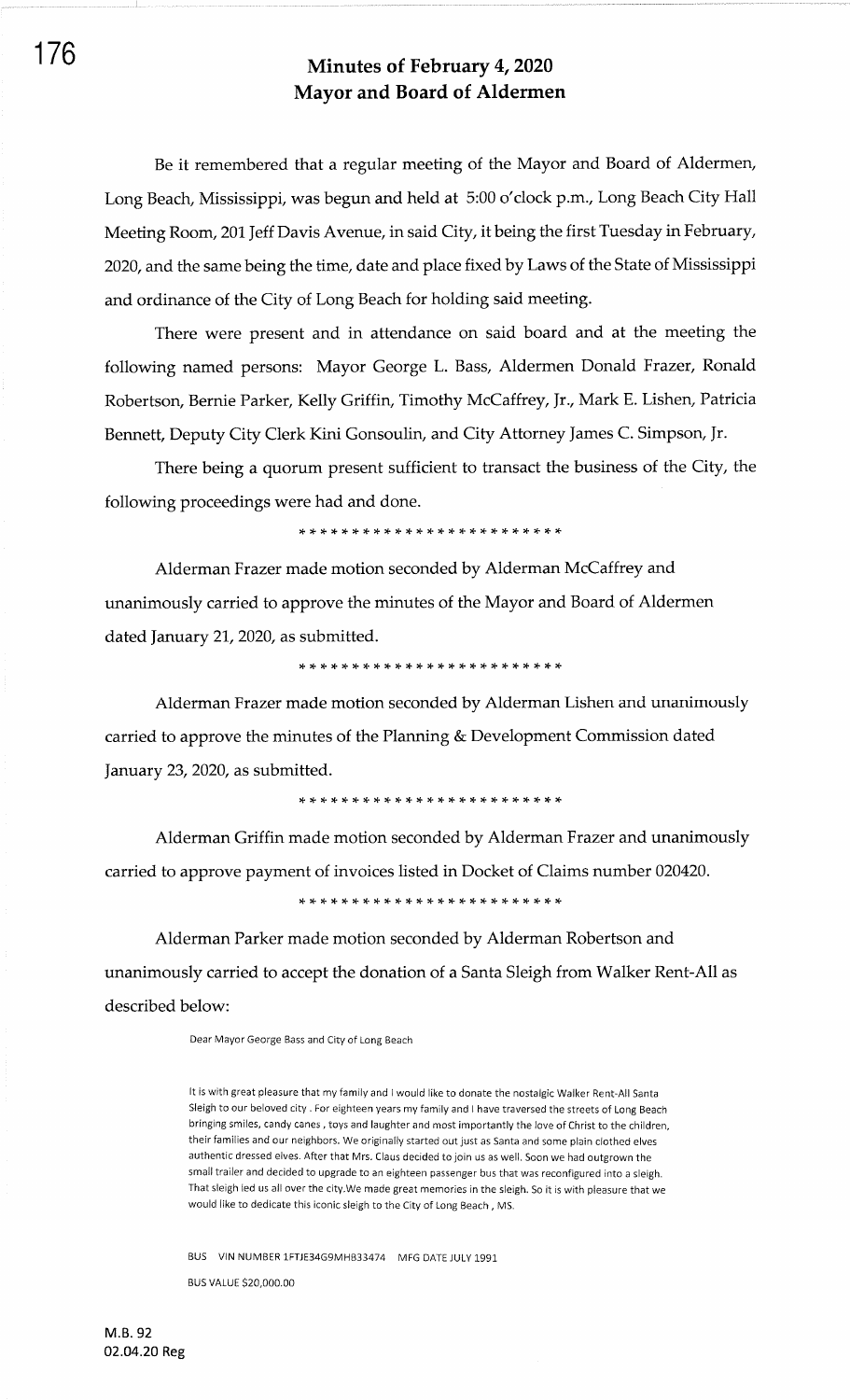# Minutes of February 4, 2020
## Mayor and Board of Aldermen

Be it remembered that a regular meeting of the Mayor and Board of Aldermen, Long Beach, Mississippi, was begun and held at 5:00 o'clock p.m., Long Beach City Hall Meeting Room, 201 Jeff Davis Avenue, in said City, it being the first Tuesday in February, 2020, and the same being the time, date and place fixed by Laws of the State of Mississippi and ordinance of the City of Long Beach for holding said meeting.

There were present and in attendance on said board and at the meeting the following named persons: Mayor George L. Bass, Aldermen Donald Frazer, Ronald Robertson, Bernie Parker, Kelly Griffin, Timothy McCaffrey, Jr., Mark E. Lishen, Patricia Bennett, Deputy City Clerk Kini Gonsoulin, and City Attorney James C. Simpson, Jr.

There being a quorum present sufficient to transact the business of the City, the following proceedings were had and done.

\* \* \* \* \* \* \* \* \* \* \* \* \* \* \* \* \* \* \* \* \* \* \* \* \*

Alderman Frazer made motion seconded by Alderman McCaffrey and unanimously carried to approve the minutes of the Mayor and Board of Aldermen dated January 21, 2020, as submitted.

\* \* \* \* \* \* \* \* \* \* \* \* \* \* \* \* \* \* \* \* \* \* \* \* \*

Alderman Frazer made motion seconded by Alderman Lishen and unanimously carried to approve the minutes of the Planning & Development Commission dated January 23, 2020, as submitted.

\* \* \* \* \* \* \* \* \* \* \* \* \* \* \* \* \* \* \* \* \* \* \* \* \*

Alderman Griffin made motion seconded by Alderman Frazer and unanimously carried to approve payment of invoices listed in Docket of Claims number 020420.

\* \* \* \* \* \* \* \* \* \* \* \* \* \* \* \* \* \* \* \* \* \* \* \* \*

Alderman Parker made motion seconded by Alderman Robertson and unanimously carried to accept the donation of a Santa Sleigh from Walker Rent-All as described below:

> Dear Mayor George Bass and City of Long Beach
>
> It is with great pleasure that my family and I would like to donate the nostalgic Walker Rent-All Santa Sleigh to our beloved city . For eighteen years my family and I have traversed the streets of Long Beach bringing smiles, candy canes , toys and laughter and most importantly the love of Christ to the children, their families and our neighbors. We originally started out just as Santa and some plain clothed elves authentic dressed elves. After that Mrs. Claus decided to join us as well. Soon we had outgrown the small trailer and decided to upgrade to an eighteen passenger bus that was reconfigured into a sleigh. That sleigh led us all over the city.We made great memories in the sleigh. So it is with pleasure that we would like to dedicate this iconic sleigh to the City of Long Beach , MS.
>
> BUS VIN NUMBER 1FTJE34G9MHB33474 MFG DATE JULY 1991
>
> BUS VALUE $20,000.00

M.B. 92
02.04.20 Reg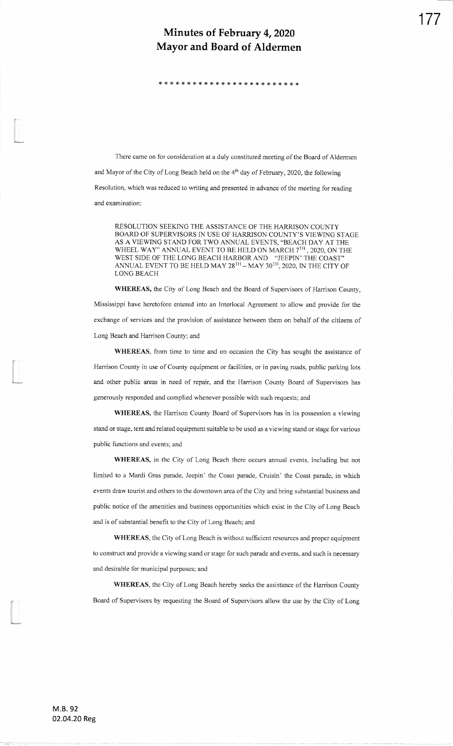# Minutes of February 4, 2020
# Mayor and Board of Aldermen

************************

There came on for consideration at a duly constituted meeting of the Board of Aldermen and Mayor of the City of Long Beach held on the 4th day of February, 2020, the following Resolution, which was reduced to writing and presented in advance of the meeting for reading and examination:

> RESOLUTION SEEKING THE ASSISTANCE OF THE HARRISON COUNTY BOARD OF SUPERVISORS IN USE OF HARRISON COUNTY'S VIEWING STAGE AS A VIEWING STAND FOR TWO ANNUAL EVENTS, "BEACH DAY AT THE WHEEL WAY" ANNUAL EVENT TO BE HELD ON MARCH 7TH, 2020, ON THE WEST SIDE OF THE LONG BEACH HARBOR AND "JEEPIN' THE COAST" ANNUAL EVENT TO BE HELD MAY 28TH – MAY 30TH, 2020, IN THE CITY OF LONG BEACH

**WHEREAS,** the City of Long Beach and the Board of Supervisors of Harrison County, Mississippi have heretofore entered into an Interlocal Agreement to allow and provide for the exchange of services and the provision of assistance between them on behalf of the citizens of Long Beach and Harrison County; and

**WHEREAS**, from time to time and on occasion the City has sought the assistance of Harrison County in use of County equipment or facilities, or in paving roads, public parking lots and other public areas in need of repair, and the Harrison County Board of Supervisors has generously responded and complied whenever possible with such requests; and

**WHEREAS**, the Harrison County Board of Supervisors has in its possession a viewing stand or stage, tent and related equipment suitable to be used as a viewing stand or stage for various public functions and events; and

**WHEREAS,** in the City of Long Beach there occurs annual events, including but not limited to a Mardi Gras parade, Jeepin' the Coast parade, Cruisin' the Coast parade, in which events draw tourist and others to the downtown area of the City and bring substantial business and public notice of the amenities and business opportunities which exist in the City of Long Beach and is of substantial benefit to the City of Long Beach; and

**WHEREAS**, the City of Long Beach is without sufficient resources and proper equipment to construct and provide a viewing stand or stage for such parade and events, and such is necessary and desirable for municipal purposes; and

**WHEREAS**, the City of Long Beach hereby seeks the assistance of the Harrison County Board of Supervisors by requesting the Board of Supervisors allow the use by the City of Long

M.B. 92
02.04.20 Reg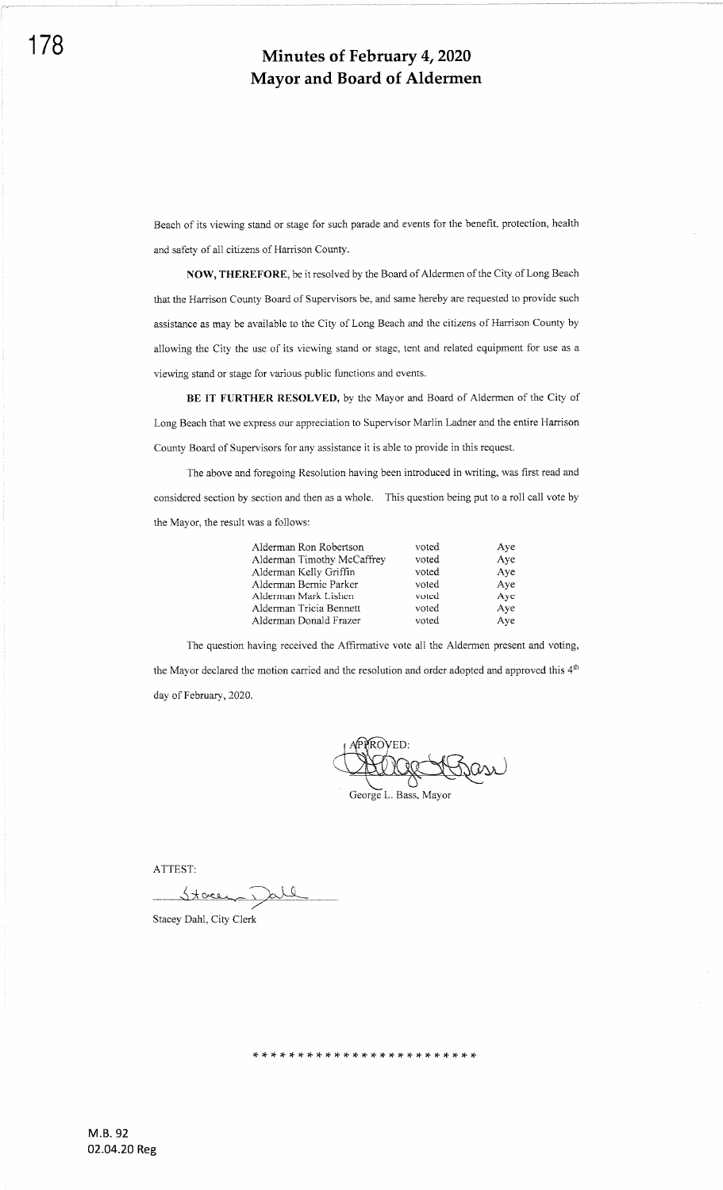Beach of its viewing stand or stage for such parade and events for the benefit, protection, health and safety of all citizens of Harrison County.

**NOW, THEREFORE**, be it resolved by the Board of Aldermen of the City of Long Beach that the Harrison County Board of Supervisors be, and same hereby are requested to provide such assistance as may be available to the City of Long Beach and the citizens of Harrison County by allowing the City the use of its viewing stand or stage, tent and related equipment for use as a viewing stand or stage for various public functions and events.

**BE IT FURTHER RESOLVED,** by the Mayor and Board of Aldermen of the City of Long Beach that we express our appreciation to Supervisor Marlin Ladner and the entire Harrison County Board of Supervisors for any assistance it is able to provide in this request.

The above and foregoing Resolution having been introduced in writing, was first read and considered section by section and then as a whole. This question being put to a roll call vote by the Mayor, the result was a follows:

| | | |
|---|---|---|
| Alderman Ron Robertson | voted | Aye |
| Alderman Timothy McCaffrey | voted | Aye |
| Alderman Kelly Griffin | voted | Aye |
| Alderman Bernie Parker | voted | Aye |
| Alderman Mark Lishen | voted | Aye |
| Alderman Tricia Bennett | voted | Aye |
| Alderman Donald Frazer | voted | Aye |

The question having received the Affirmative vote all the Aldermen present and voting, the Mayor declared the motion carried and the resolution and order adopted and approved this 4th day of February, 2020.

APPROVED:

George L. Bass, Mayor

ATTEST:

Stacey Dahl, City Clerk

\* \* \* \* \* \* \* \* \* \* \* \* \* \* \* \* \* \* \* \* \* \* \* \*

M.B. 92
02.04.20 Reg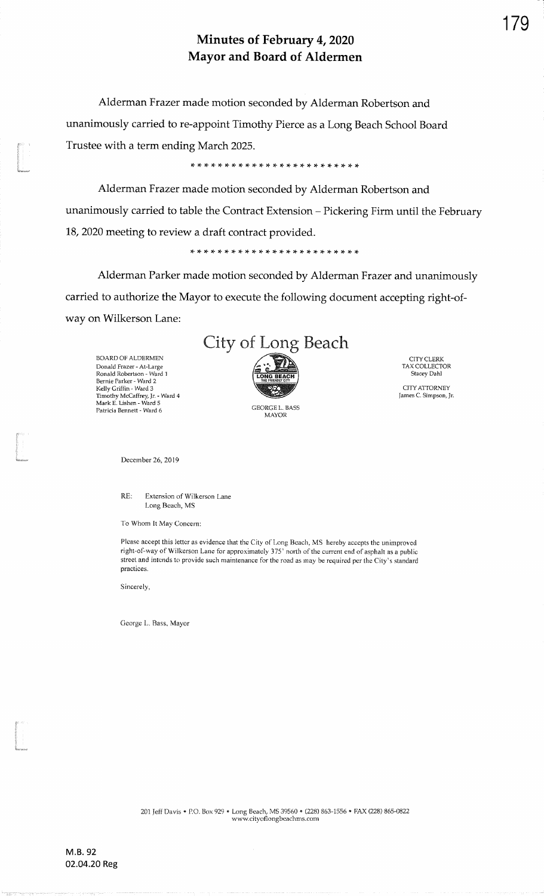# Minutes of February 4, 2020
# Mayor and Board of Aldermen

Alderman Frazer made motion seconded by Alderman Robertson and unanimously carried to re-appoint Timothy Pierce as a Long Beach School Board Trustee with a term ending March 2025.

\* \* \* \* \* \* \* \* \* \* \* \* \* \* \* \* \* \* \* \* \* \* \* \* \*

Alderman Frazer made motion seconded by Alderman Robertson and unanimously carried to table the Contract Extension – Pickering Firm until the February 18, 2020 meeting to review a draft contract provided.

\* \* \* \* \* \* \* \* \* \* \* \* \* \* \* \* \* \* \* \* \* \* \* \* \*

Alderman Parker made motion seconded by Alderman Frazer and unanimously carried to authorize the Mayor to execute the following document accepting right-of-way on Wilkerson Lane:

## City of Long Beach

BOARD OF ALDERMEN
Donald Frazer - At-Large
Ronald Robertson - Ward 1
Bernie Parker - Ward 2
Kelly Griffin - Ward 3
Timothy McCaffrey, Jr. - Ward 4
Mark E. Lishen - Ward 5
Patricia Bennett - Ward 6

GEORGE L. BASS
MAYOR

CITY CLERK
TAX COLLECTOR
Stacey Dahl

CITY ATTORNEY
James C. Simpson, Jr.

December 26, 2019

RE: Extension of Wilkerson Lane
Long Beach, MS

To Whom It May Concern:

Please accept this letter as evidence that the City of Long Beach, MS hereby accepts the unimproved right-of-way of Wilkerson Lane for approximately 375' north of the current end of asphalt as a public street and intends to provide such maintenance for the road as may be required per the City's standard practices.

Sincerely,

George L. Bass, Mayor

201 Jeff Davis • P.O. Box 929 • Long Beach, MS 39560 • (228) 863-1556 • FAX (228) 865-0822
www.cityoflongbeachms.com

M.B. 92
02.04.20 Reg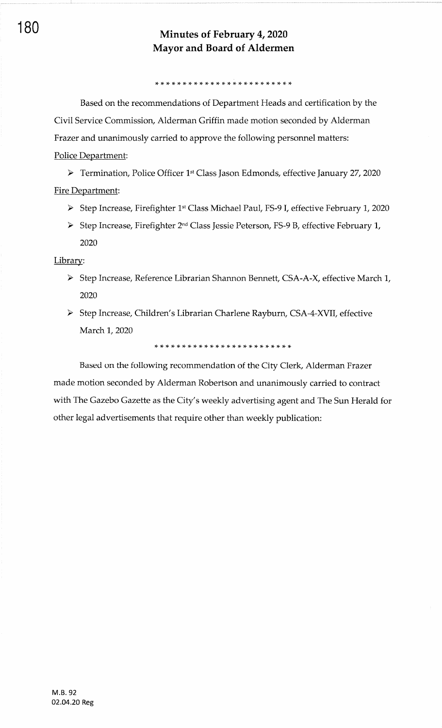## Minutes of February 4, 2020
## Mayor and Board of Aldermen

*************************

Based on the recommendations of Department Heads and certification by the Civil Service Commission, Alderman Griffin made motion seconded by Alderman Frazer and unanimously carried to approve the following personnel matters:

Police Department:

- Termination, Police Officer 1st Class Jason Edmonds, effective January 27, 2020

Fire Department:

- Step Increase, Firefighter 1st Class Michael Paul, FS-9 I, effective February 1, 2020
- Step Increase, Firefighter 2nd Class Jessie Peterson, FS-9 B, effective February 1, 2020

Library:

- Step Increase, Reference Librarian Shannon Bennett, CSA-A-X, effective March 1, 2020
- Step Increase, Children's Librarian Charlene Rayburn, CSA-4-XVII, effective March 1, 2020

*************************

Based on the following recommendation of the City Clerk, Alderman Frazer made motion seconded by Alderman Robertson and unanimously carried to contract with The Gazebo Gazette as the City's weekly advertising agent and The Sun Herald for other legal advertisements that require other than weekly publication:

M.B. 92
02.04.20 Reg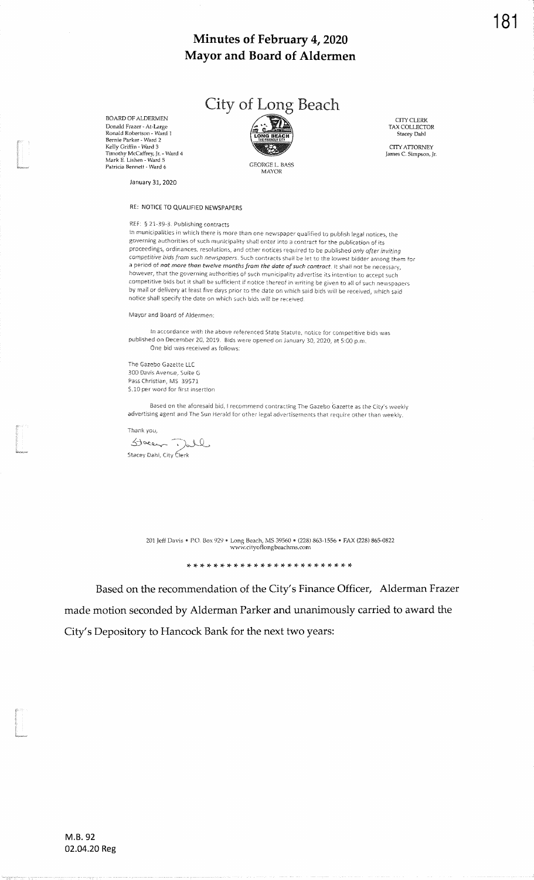# Minutes of February 4, 2020
# Mayor and Board of Aldermen

## City of Long Beach

BOARD OF ALDERMEN
Donald Frazer - At-Large
Ronald Robertson - Ward 1
Bernie Parker - Ward 2
Kelly Griffin - Ward 3
Timothy McCaffrey, Jr. - Ward 4
Mark E. Lishen - Ward 5
Patricia Bennett - Ward 6

GEORGE L. BASS
MAYOR

CITY CLERK
TAX COLLECTOR
Stacey Dahl

CITY ATTORNEY
James C. Simpson, Jr.

January 31, 2020

RE: NOTICE TO QUALIFIED NEWSPAPERS

REF: § 21-39-3. Publishing contracts
In municipalities in which there is more than one newspaper qualified to publish legal notices, the governing authorities of such municipality shall enter into a contract for the publication of its proceedings, ordinances, resolutions, and other notices required to be published *only after inviting competitive bids from such newspapers*. Such contracts shall be let to the lowest bidder among them for a period of ***not more than twelve months from the date of such contract***. It shall not be necessary, however, that the governing authorities of such municipality advertise its intention to accept such competitive bids but it shall be sufficient if notice thereof in writing be given to all of such newspapers by mail or delivery at least five days prior to the date on which said bids will be received, which said notice shall specify the date on which such bids will be received.

Mayor and Board of Aldermen:

In accordance with the above referenced State Statute, notice for competitive bids was published on December 20, 2019. Bids were opened on January 30, 2020, at 5:00 p.m. One bid was received as follows:

The Gazebo Gazette LLC
300 Davis Avenue, Suite G
Pass Christian, MS 39571
$.10 per word for first insertion

Based on the aforesaid bid, I recommend contracting The Gazebo Gazette as the City's weekly advertising agent and The Sun Herald for other legal advertisements that require other than weekly.

Thank you,

Stacey Dahl, City Clerk

201 Jeff Davis • P.O. Box 929 • Long Beach, MS 39560 • (228) 863-1556 • FAX (228) 865-0822
www.cityoflongbeachms.com

* * * * * * * * * * * * * * * * * * * * * * * *

Based on the recommendation of the City's Finance Officer, Alderman Frazer made motion seconded by Alderman Parker and unanimously carried to award the City's Depository to Hancock Bank for the next two years:

M.B. 92
02.04.20 Reg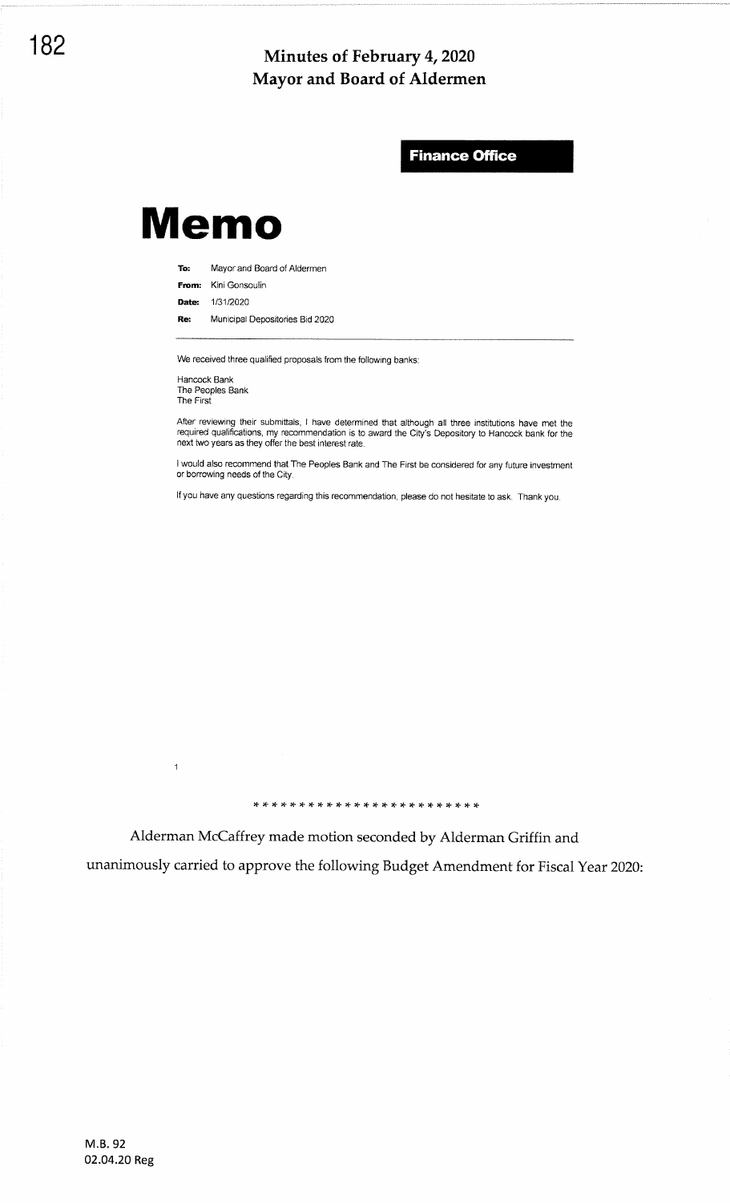**Finance Office**

# Memo

**To:** Mayor and Board of Aldermen

**From:** Kini Gonsoulin

**Date:** 1/31/2020

**Re:** Municipal Depositories Bid 2020

We received three qualified proposals from the following banks:

Hancock Bank
The Peoples Bank
The First

After reviewing their submittals, I have determined that although all three institutions have met the required qualifications, my recommendation is to award the City's Depository to Hancock bank for the next two years as they offer the best interest rate.

I would also recommend that The Peoples Bank and The First be considered for any future investment or borrowing needs of the City.

If you have any questions regarding this recommendation, please do not hesitate to ask. Thank you.

1

* * * * * * * * * * * * * * * * * * * * * * * *

Alderman McCaffrey made motion seconded by Alderman Griffin and unanimously carried to approve the following Budget Amendment for Fiscal Year 2020:

M.B. 92
02.04.20 Reg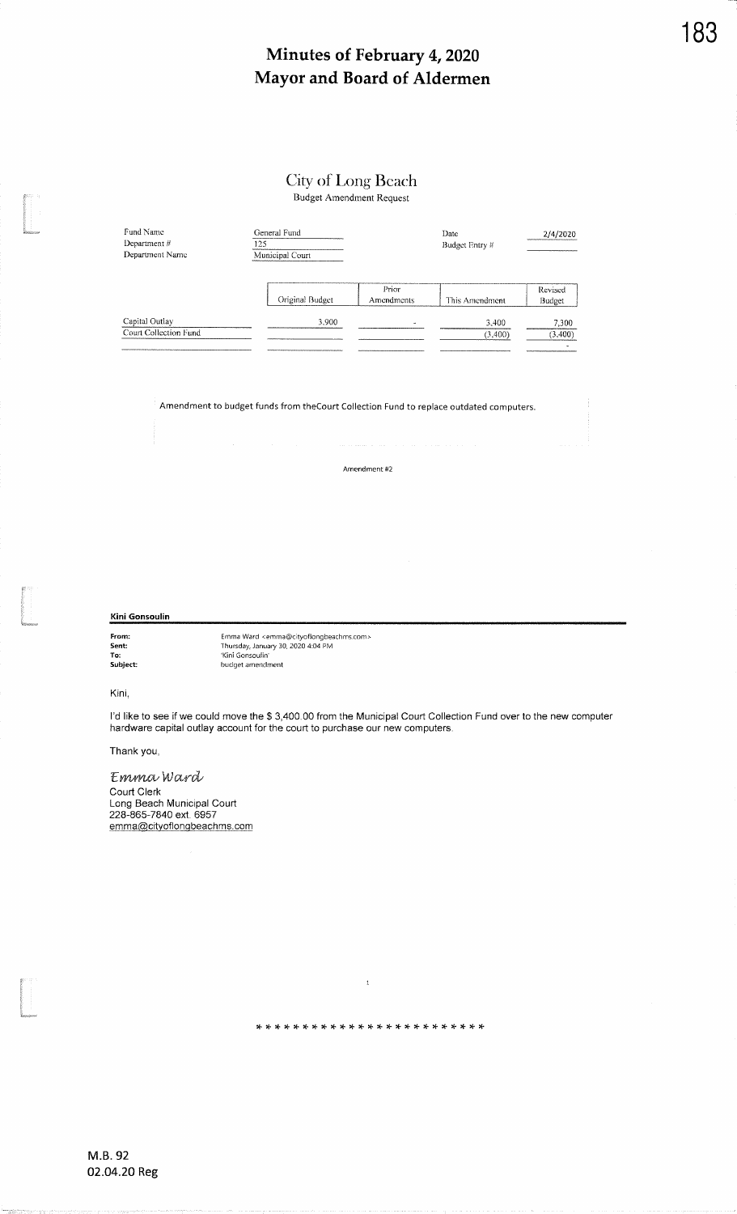# Minutes of February 4, 2020
# Mayor and Board of Aldermen

## City of Long Beach

Budget Amendment Request

| Fund Name | General Fund | | Date | 2/4/2020 |
|---|---|---|---|---|
| Department # | 125 | | Budget Entry # | |
| Department Name | Municipal Court | | | |

| | Original Budget | Prior Amendments | This Amendment | Revised Budget |
|---|---|---|---|---|
| Capital Outlay | 3,900 | - | 3,400 | 7,300 |
| Court Collection Fund | | | (3,400) | (3,400) |
| | | | | - |

Amendment to budget funds from theCourt Collection Fund to replace outdated computers.

Amendment #2

**Kini Gonsoulin**

**From:** Emma Ward <emma@cityoflongbeachms.com>
**Sent:** Thursday, January 30, 2020 4:04 PM
**To:** 'Kini Gonsoulin'
**Subject:** budget amendment

Kini,

I'd like to see if we could move the $ 3,400.00 from the Municipal Court Collection Fund over to the new computer hardware capital outlay account for the court to purchase our new computers.

Thank you,

*Emma Ward*
Court Clerk
Long Beach Municipal Court
228-865-7840 ext. 6957
emma@cityoflongbeachms.com

1

* * * * * * * * * * * * * * * * * * * * * * * *

M.B. 92
02.04.20 Reg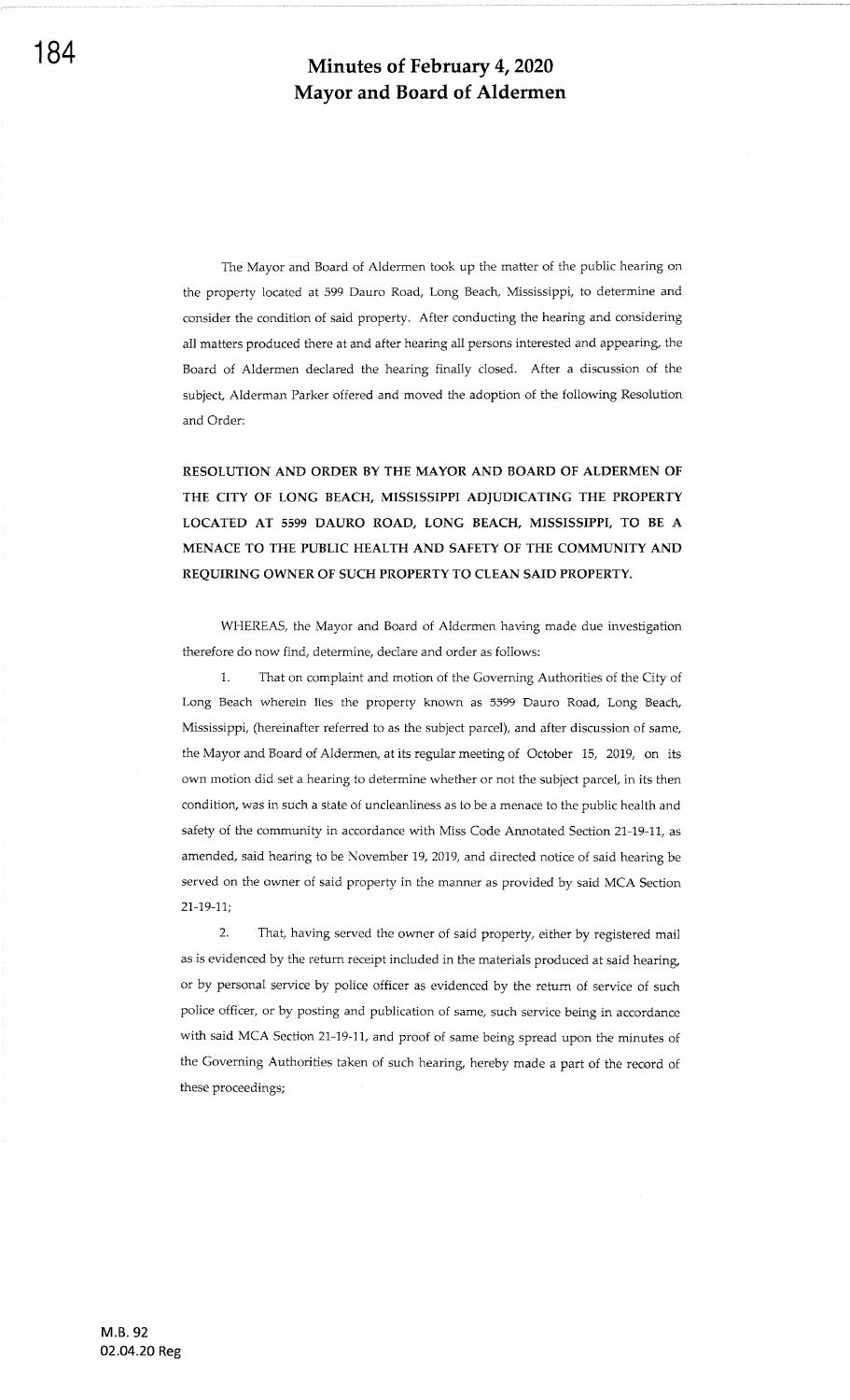# Minutes of February 4, 2020
# Mayor and Board of Aldermen

The Mayor and Board of Aldermen took up the matter of the public hearing on the property located at 599 Dauro Road, Long Beach, Mississippi, to determine and consider the condition of said property. After conducting the hearing and considering all matters produced there at and after hearing all persons interested and appearing, the Board of Aldermen declared the hearing finally closed. After a discussion of the subject, Alderman Parker offered and moved the adoption of the following Resolution and Order:

**RESOLUTION AND ORDER BY THE MAYOR AND BOARD OF ALDERMEN OF THE CITY OF LONG BEACH, MISSISSIPPI ADJUDICATING THE PROPERTY LOCATED AT 5599 DAURO ROAD, LONG BEACH, MISSISSIPPI, TO BE A MENACE TO THE PUBLIC HEALTH AND SAFETY OF THE COMMUNITY AND REQUIRING OWNER OF SUCH PROPERTY TO CLEAN SAID PROPERTY.**

WHEREAS, the Mayor and Board of Aldermen having made due investigation therefore do now find, determine, declare and order as follows:

1. That on complaint and motion of the Governing Authorities of the City of Long Beach wherein lies the property known as 5599 Dauro Road, Long Beach, Mississippi, (hereinafter referred to as the subject parcel), and after discussion of same, the Mayor and Board of Aldermen, at its regular meeting of October 15, 2019, on its own motion did set a hearing to determine whether or not the subject parcel, in its then condition, was in such a state of uncleanliness as to be a menace to the public health and safety of the community in accordance with Miss Code Annotated Section 21-19-11, as amended, said hearing to be November 19, 2019, and directed notice of said hearing be served on the owner of said property in the manner as provided by said MCA Section 21-19-11;

2. That, having served the owner of said property, either by registered mail as is evidenced by the return receipt included in the materials produced at said hearing, or by personal service by police officer as evidenced by the return of service of such police officer, or by posting and publication of same, such service being in accordance with said MCA Section 21-19-11, and proof of same being spread upon the minutes of the Governing Authorities taken of such hearing, hereby made a part of the record of these proceedings;

M.B. 92
02.04.20 Reg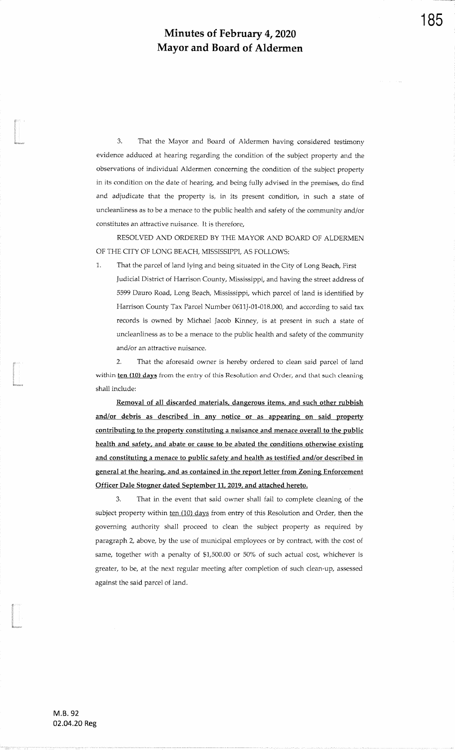3. That the Mayor and Board of Aldermen having considered testimony evidence adduced at hearing regarding the condition of the subject property and the observations of individual Aldermen concerning the condition of the subject property in its condition on the date of hearing, and being fully advised in the premises, do find and adjudicate that the property is, in its present condition, in such a state of uncleanliness as to be a menace to the public health and safety of the community and/or constitutes an attractive nuisance. It is therefore,

RESOLVED AND ORDERED BY THE MAYOR AND BOARD OF ALDERMEN OF THE CITY OF LONG BEACH, MISSISSIPPI, AS FOLLOWS:

1. That the parcel of land lying and being situated in the City of Long Beach, First Judicial District of Harrison County, Mississippi, and having the street address of 5599 Dauro Road, Long Beach, Mississippi, which parcel of land is identified by Harrison County Tax Parcel Number 0611J-01-018.000, and according to said tax records is owned by Michael Jacob Kinney, is at present in such a state of uncleanliness as to be a menace to the public health and safety of the community and/or an attractive nuisance.

2. That the aforesaid owner is hereby ordered to clean said parcel of land within **ten (10) days** from the entry of this Resolution and Order, and that such cleaning shall include:

**Removal of all discarded materials, dangerous items, and such other rubbish and/or debris as described in any notice or as appearing on said property contributing to the property constituting a nuisance and menace overall to the public health and safety, and abate or cause to be abated the conditions otherwise existing and constituting a menace to public safety and health as testified and/or described in general at the hearing, and as contained in the report letter from Zoning Enforcement Officer Dale Stogner dated September 11, 2019, and attached hereto.**

3. That in the event that said owner shall fail to complete cleaning of the subject property within ten (10) days from entry of this Resolution and Order, then the governing authority shall proceed to clean the subject property as required by paragraph 2, above, by the use of municipal employees or by contract, with the cost of same, together with a penalty of $1,500.00 or 50% of such actual cost, whichever is greater, to be, at the next regular meeting after completion of such clean-up, assessed against the said parcel of land.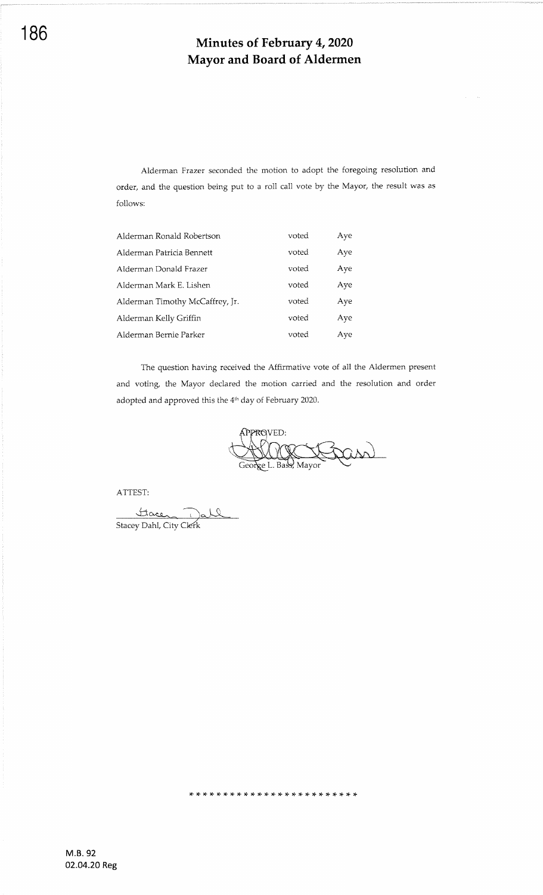# Minutes of February 4, 2020
# Mayor and Board of Aldermen

Alderman Frazer seconded the motion to adopt the foregoing resolution and order, and the question being put to a roll call vote by the Mayor, the result was as follows:

| | | |
|---|---|---|
| Alderman Ronald Robertson | voted | Aye |
| Alderman Patricia Bennett | voted | Aye |
| Alderman Donald Frazer | voted | Aye |
| Alderman Mark E. Lishen | voted | Aye |
| Alderman Timothy McCaffrey, Jr. | voted | Aye |
| Alderman Kelly Griffin | voted | Aye |
| Alderman Bernie Parker | voted | Aye |

The question having received the Affirmative vote of all the Aldermen present and voting, the Mayor declared the motion carried and the resolution and order adopted and approved this the 4th day of February 2020.

APPROVED:

George L. Bass, Mayor

ATTEST:

Stacey Dahl, City Clerk

* * * * * * * * * * * * * * * * * * * * * * *

M.B. 92
02.04.20 Reg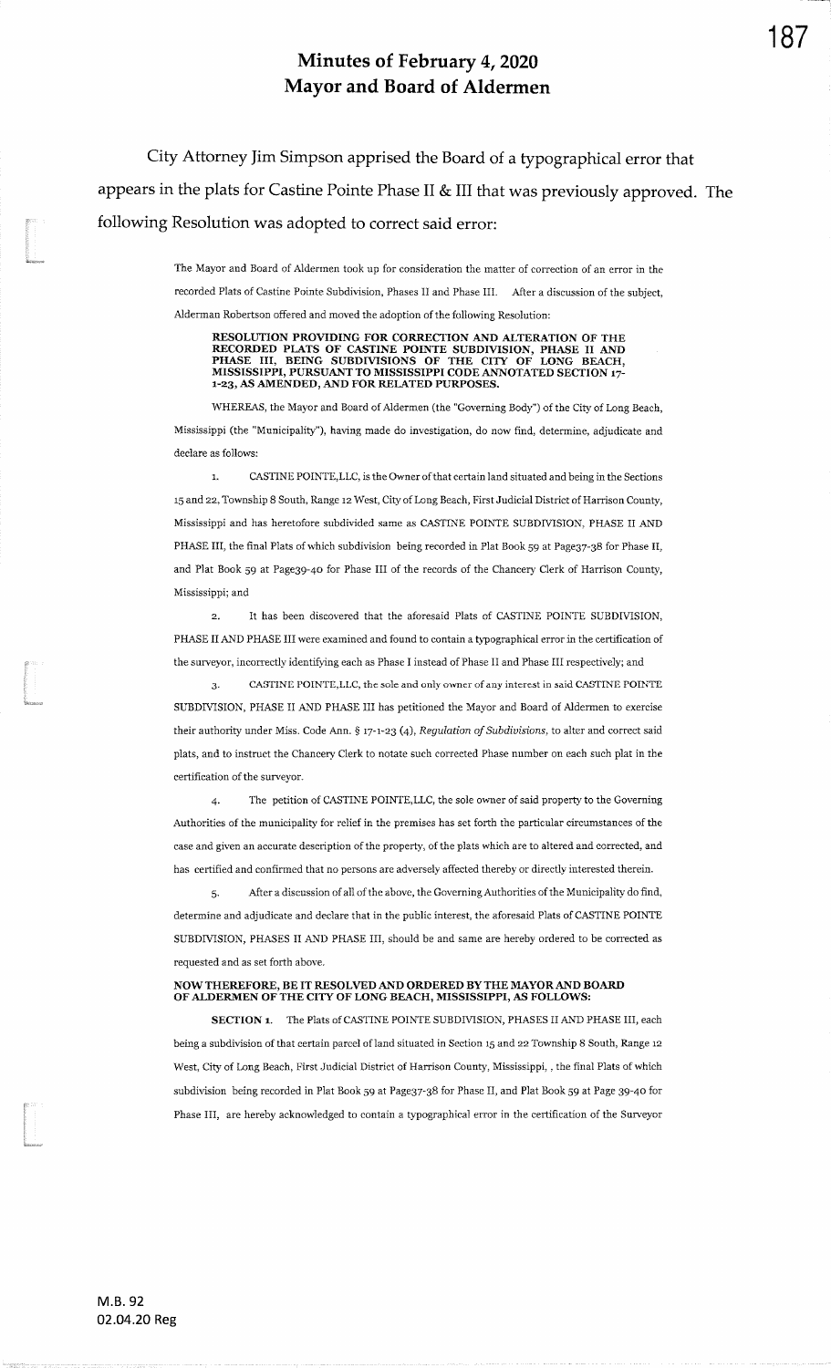# Minutes of February 4, 2020
# Mayor and Board of Aldermen

City Attorney Jim Simpson apprised the Board of a typographical error that appears in the plats for Castine Pointe Phase II & III that was previously approved. The following Resolution was adopted to correct said error:

The Mayor and Board of Aldermen took up for consideration the matter of correction of an error in the recorded Plats of Castine Pointe Subdivision, Phases II and Phase III. After a discussion of the subject, Alderman Robertson offered and moved the adoption of the following Resolution:

**RESOLUTION PROVIDING FOR CORRECTION AND ALTERATION OF THE RECORDED PLATS OF CASTINE POINTE SUBDIVISION, PHASE II AND PHASE III, BEING SUBDIVISIONS OF THE CITY OF LONG BEACH, MISSISSIPPI, PURSUANT TO MISSISSIPPI CODE ANNOTATED SECTION 17-1-23, AS AMENDED, AND FOR RELATED PURPOSES.**

WHEREAS, the Mayor and Board of Aldermen (the "Governing Body") of the City of Long Beach, Mississippi (the "Municipality"), having made do investigation, do now find, determine, adjudicate and declare as follows:

1. CASTINE POINTE,LLC, is the Owner of that certain land situated and being in the Sections 15 and 22, Township 8 South, Range 12 West, City of Long Beach, First Judicial District of Harrison County, Mississippi and has heretofore subdivided same as CASTINE POINTE SUBDIVISION, PHASE II AND PHASE III, the final Plats of which subdivision being recorded in Plat Book 59 at Page37-38 for Phase II, and Plat Book 59 at Page39-40 for Phase III of the records of the Chancery Clerk of Harrison County, Mississippi; and

2. It has been discovered that the aforesaid Plats of CASTINE POINTE SUBDIVISION, PHASE II AND PHASE III were examined and found to contain a typographical error in the certification of the surveyor, incorrectly identifying each as Phase I instead of Phase II and Phase III respectively; and

3. CASTINE POINTE,LLC, the sole and only owner of any interest in said CASTINE POINTE SUBDIVISION, PHASE II AND PHASE III has petitioned the Mayor and Board of Aldermen to exercise their authority under Miss. Code Ann. § 17-1-23 (4), *Regulation of Subdivisions*, to alter and correct said plats, and to instruct the Chancery Clerk to notate such corrected Phase number on each such plat in the certification of the surveyor.

4. The petition of CASTINE POINTE,LLC, the sole owner of said property to the Governing Authorities of the municipality for relief in the premises has set forth the particular circumstances of the case and given an accurate description of the property, of the plats which are to altered and corrected, and has certified and confirmed that no persons are adversely affected thereby or directly interested therein.

5. After a discussion of all of the above, the Governing Authorities of the Municipality do find, determine and adjudicate and declare that in the public interest, the aforesaid Plats of CASTINE POINTE SUBDIVISION, PHASES II AND PHASE III, should be and same are hereby ordered to be corrected as requested and as set forth above.

**NOW THEREFORE, BE IT RESOLVED AND ORDERED BY THE MAYOR AND BOARD OF ALDERMEN OF THE CITY OF LONG BEACH, MISSISSIPPI, AS FOLLOWS:**

**SECTION 1.** The Plats of CASTINE POINTE SUBDIVISION, PHASES II AND PHASE III, each being a subdivision of that certain parcel of land situated in Section 15 and 22 Township 8 South, Range 12 West, City of Long Beach, First Judicial District of Harrison County, Mississippi, , the final Plats of which subdivision being recorded in Plat Book 59 at Page37-38 for Phase II, and Plat Book 59 at Page 39-40 for Phase III, are hereby acknowledged to contain a typographical error in the certification of the Surveyor

M.B. 92
02.04.20 Reg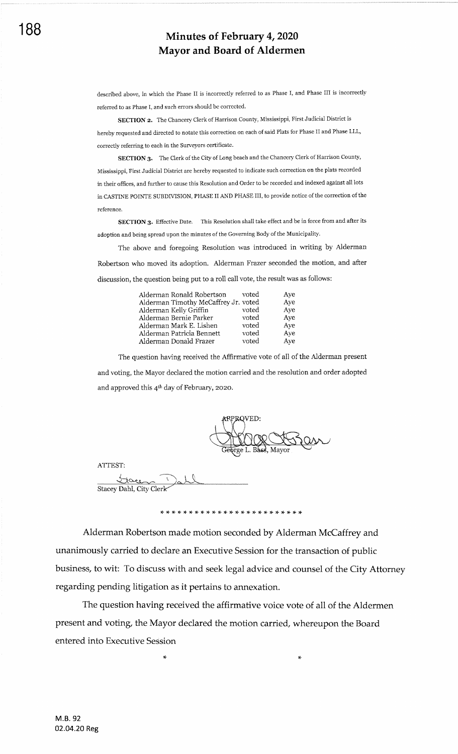described above, in which the Phase II is incorrectly referred to as Phase I, and Phase III is incorrectly referred to as Phase I, and such errors should be corrected.

**SECTION 2.** The Chancery Clerk of Harrison County, Mississippi, First Judicial District is hereby requested and directed to notate this correction on each of said Plats for Phase II and Phase LLL, correctly referring to each in the Surveyors certificate.

**SECTION 3.** The Clerk of the City of Long beach and the Chancery Clerk of Harrison County, Mississippi, First Judicial District are hereby requested to indicate such correction on the plats recorded in their offices, and further to cause this Resolution and Order to be recorded and indexed against all lots in CASTINE POINTE SUBDIVISION, PHASE II AND PHASE III, to provide notice of the correction of the reference.

**SECTION 3.** Effective Date. This Resolution shall take effect and be in force from and after its adoption and being spread upon the minutes of the Governing Body of the Municipality.

The above and foregoing Resolution was introduced in writing by Alderman Robertson who moved its adoption. Alderman Frazer seconded the motion, and after discussion, the question being put to a roll call vote, the result was as follows:

| | | |
|---|---|---|
| Alderman Ronald Robertson | voted | Aye |
| Alderman Timothy McCaffrey Jr. | voted | Aye |
| Alderman Kelly Griffin | voted | Aye |
| Alderman Bernie Parker | voted | Aye |
| Alderman Mark E. Lishen | voted | Aye |
| Alderman Patricia Bennett | voted | Aye |
| Alderman Donald Frazer | voted | Aye |

The question having received the Affirmative vote of all of the Alderman present and voting, the Mayor declared the motion carried and the resolution and order adopted and approved this 4th day of February, 2020.

APPROVED:

George L. Bass, Mayor

ATTEST:

Stacey Dahl, City Clerk

* * * * * * * * * * * * * * * * * * * * * * * *

Alderman Robertson made motion seconded by Alderman McCaffrey and unanimously carried to declare an Executive Session for the transaction of public business, to wit: To discuss with and seek legal advice and counsel of the City Attorney regarding pending litigation as it pertains to annexation.

The question having received the affirmative voice vote of all of the Aldermen present and voting, the Mayor declared the motion carried, whereupon the Board entered into Executive Session

\* \*

M.B. 92
02.04.20 Reg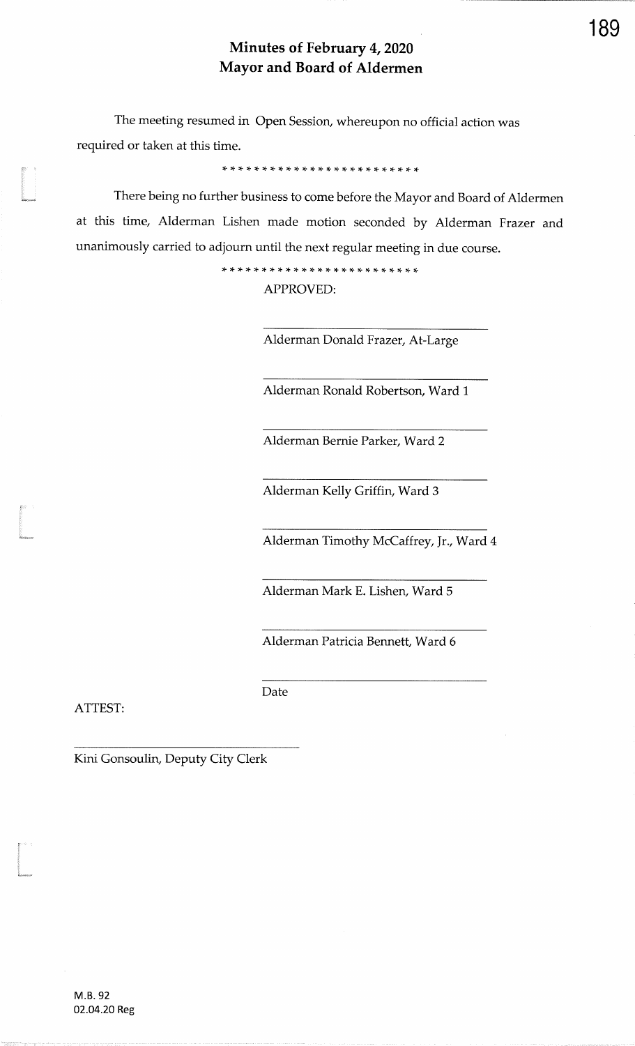# Minutes of February 4, 2020
# Mayor and Board of Aldermen

The meeting resumed in Open Session, whereupon no official action was required or taken at this time.

\* \* \* \* \* \* \* \* \* \* \* \* \* \* \* \* \* \* \* \* \* \* \* \*

There being no further business to come before the Mayor and Board of Aldermen at this time, Alderman Lishen made motion seconded by Alderman Frazer and unanimously carried to adjourn until the next regular meeting in due course.

\* \* \* \* \* \* \* \* \* \* \* \* \* \* \* \* \* \* \* \* \* \* \* \*

APPROVED:

\_\_\_\_\_\_\_\_\_\_\_\_\_\_\_\_\_\_\_\_\_\_\_\_\_\_\_\_\_\_\_\_\_\_\_\_

Alderman Donald Frazer, At-Large

\_\_\_\_\_\_\_\_\_\_\_\_\_\_\_\_\_\_\_\_\_\_\_\_\_\_\_\_\_\_\_\_\_\_\_\_

Alderman Ronald Robertson, Ward 1

\_\_\_\_\_\_\_\_\_\_\_\_\_\_\_\_\_\_\_\_\_\_\_\_\_\_\_\_\_\_\_\_\_\_\_\_

Alderman Bernie Parker, Ward 2

\_\_\_\_\_\_\_\_\_\_\_\_\_\_\_\_\_\_\_\_\_\_\_\_\_\_\_\_\_\_\_\_\_\_\_\_

Alderman Kelly Griffin, Ward 3

\_\_\_\_\_\_\_\_\_\_\_\_\_\_\_\_\_\_\_\_\_\_\_\_\_\_\_\_\_\_\_\_\_\_\_\_

Alderman Timothy McCaffrey, Jr., Ward 4

\_\_\_\_\_\_\_\_\_\_\_\_\_\_\_\_\_\_\_\_\_\_\_\_\_\_\_\_\_\_\_\_\_\_\_\_

Alderman Mark E. Lishen, Ward 5

\_\_\_\_\_\_\_\_\_\_\_\_\_\_\_\_\_\_\_\_\_\_\_\_\_\_\_\_\_\_\_\_\_\_\_\_

Alderman Patricia Bennett, Ward 6

\_\_\_\_\_\_\_\_\_\_\_\_\_\_\_\_\_\_\_\_\_\_\_\_\_\_\_\_\_\_\_\_\_\_\_\_

Date

ATTEST:

\_\_\_\_\_\_\_\_\_\_\_\_\_\_\_\_\_\_\_\_\_\_\_\_\_\_\_\_\_\_\_\_\_\_\_\_

Kini Gonsoulin, Deputy City Clerk

M.B. 92
02.04.20 Reg